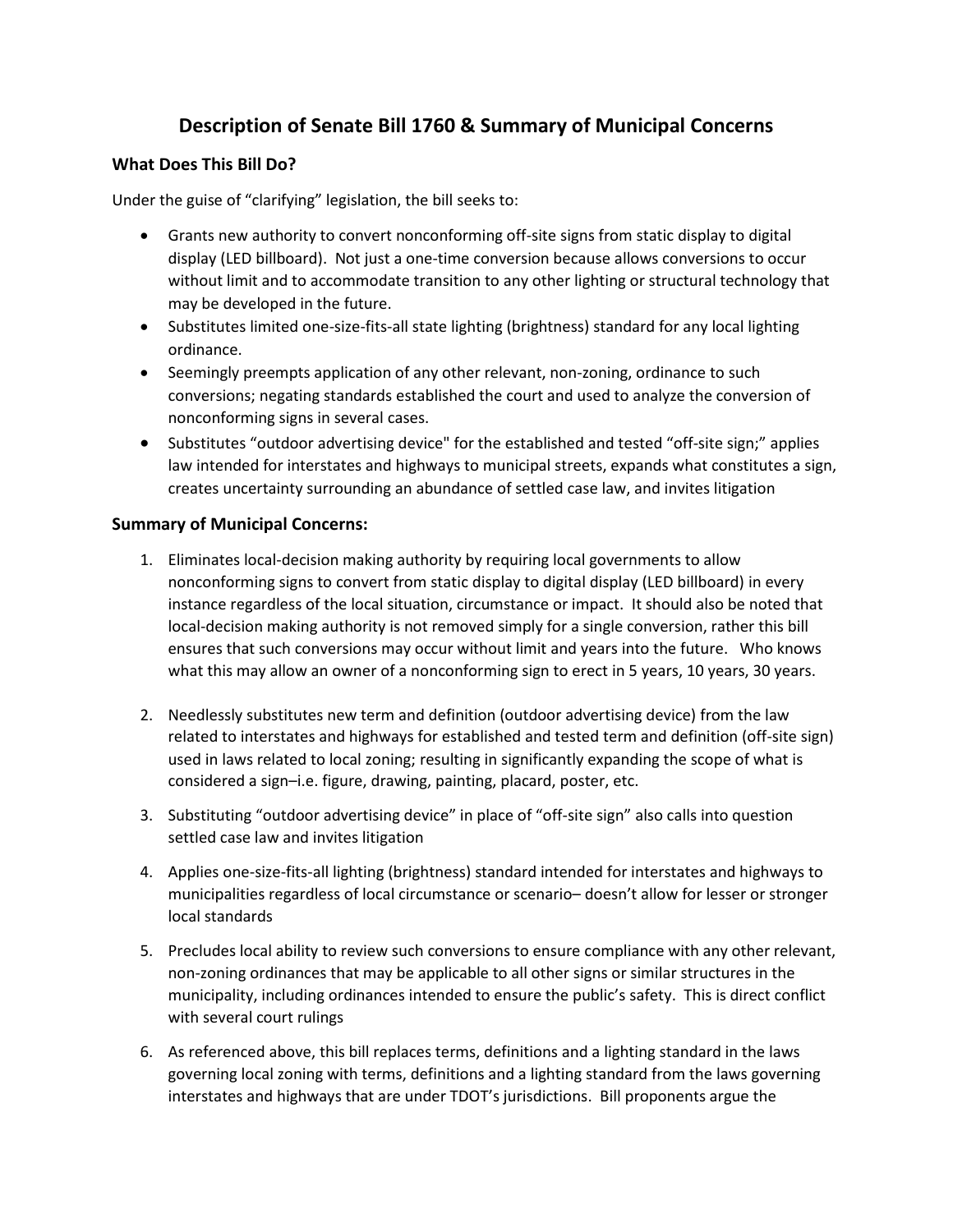# Description of Senate Bill 1760 & Summary of Municipal Concerns

## What Does This Bill Do?

Under the guise of "clarifying" legislation, the bill seeks to:

- Grants new authority to convert nonconforming off-site signs from static display to digital display (LED billboard). Not just a one-time conversion because allows conversions to occur without limit and to accommodate transition to any other lighting or structural technology that may be developed in the future.
- Substitutes limited one-size-fits-all state lighting (brightness) standard for any local lighting ordinance.
- Seemingly preempts application of any other relevant, non-zoning, ordinance to such conversions; negating standards established the court and used to analyze the conversion of nonconforming signs in several cases.
- Substitutes "outdoor advertising device" for the established and tested "off-site sign;" applies law intended for interstates and highways to municipal streets, expands what constitutes a sign, creates uncertainty surrounding an abundance of settled case law, and invites litigation

## Summary of Municipal Concerns:

1. Eliminates local-decision making authority by requiring local governments to allow nonconforming signs to convert from static display to digital display (LED billboard) in every instance regardless of the local situation, circumstance or impact. It should also be noted that local-decision making authority is not removed simply for a single conversion, rather this bill ensures that such conversions may occur without limit and years into the future. Who knows what this may allow an owner of a nonconforming sign to erect in 5 years, 10 years, 30 years.

2. Needlessly substitutes new term and definition (outdoor advertising device) from the law related to interstates and highways for established and tested term and definition (off-site sign) used in laws related to local zoning; resulting in significantly expanding the scope of what is considered a sign–i.e. figure, drawing, painting, placard, poster, etc.

3. Substituting "outdoor advertising device" in place of "off-site sign" also calls into question settled case law and invites litigation

4. Applies one-size-fits-all lighting (brightness) standard intended for interstates and highways to municipalities regardless of local circumstance or scenario– doesn't allow for lesser or stronger local standards

5. Precludes local ability to review such conversions to ensure compliance with any other relevant, non-zoning ordinances that may be applicable to all other signs or similar structures in the municipality, including ordinances intended to ensure the public's safety. This is direct conflict with several court rulings

6. As referenced above, this bill replaces terms, definitions and a lighting standard in the laws governing local zoning with terms, definitions and a lighting standard from the laws governing interstates and highways that are under TDOT's jurisdictions. Bill proponents argue the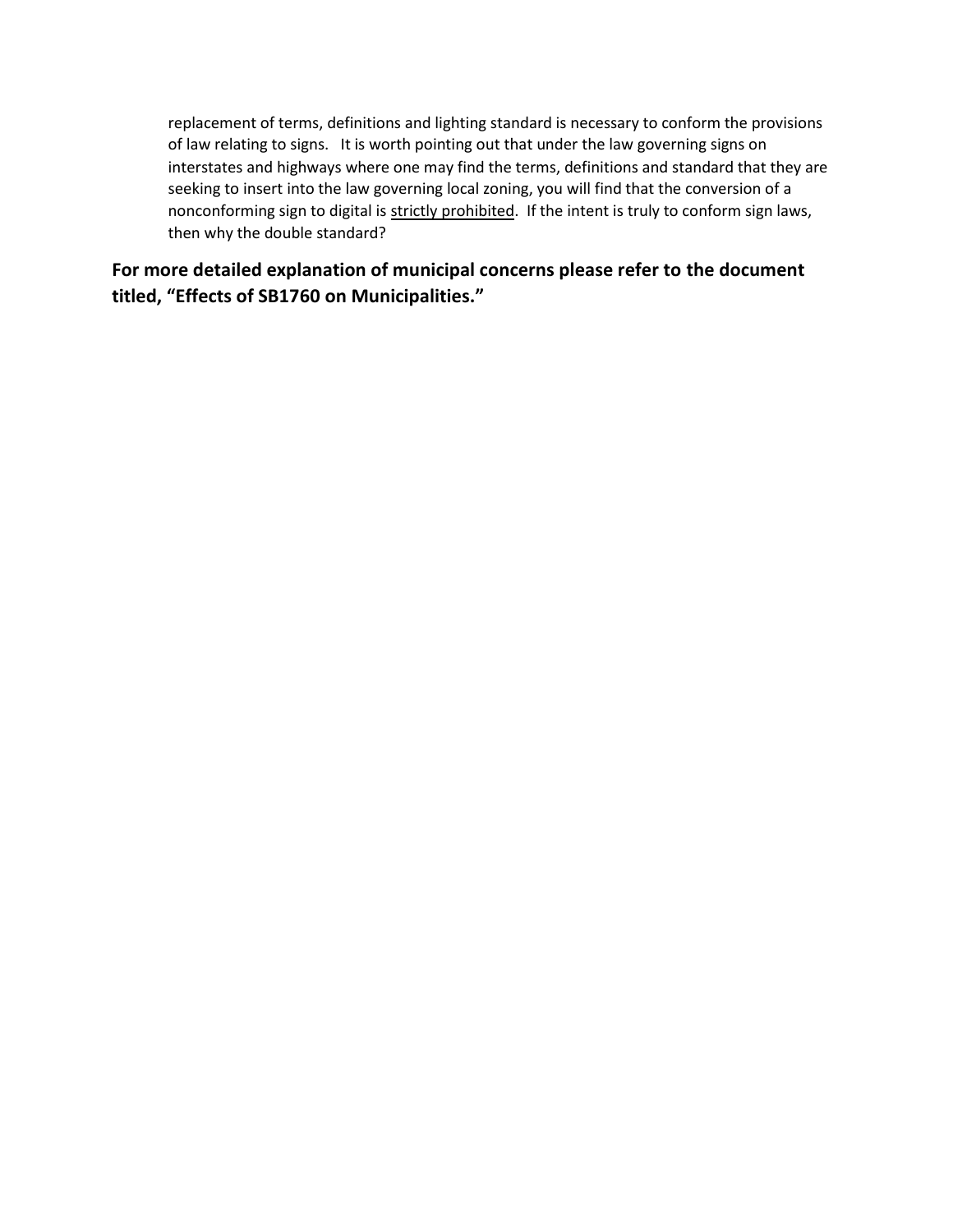replacement of terms, definitions and lighting standard is necessary to conform the provisions of law relating to signs. It is worth pointing out that under the law governing signs on interstates and highways where one may find the terms, definitions and standard that they are seeking to insert into the law governing local zoning, you will find that the conversion of a nonconforming sign to digital is <u>strictly prohibited</u>. If the intent is truly to conform sign laws, then why the double standard?

**For more detailed explanation of municipal concerns please refer to the document titled, "Effects of SB1760 on Municipalities."**